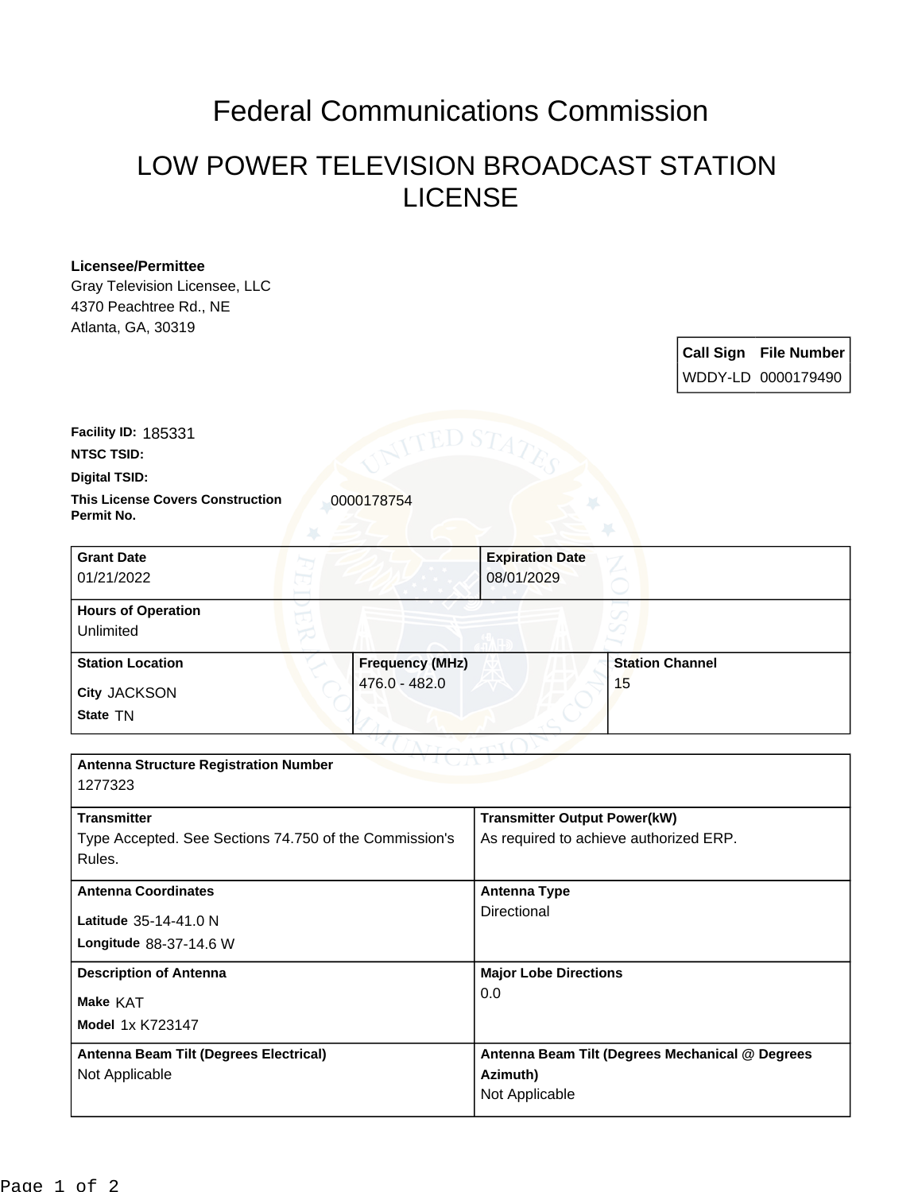# Federal Communications Commission

## LOW POWER TELEVISION BROADCAST STATION LICENSE

**Licensee/Permittee**
Gray Television Licensee, LLC
4370 Peachtree Rd., NE
Atlanta, GA, 30319

| Call Sign | File Number |
| --- | --- |
| WDDY-LD | 0000179490 |

**Facility ID:** 185331

**NTSC TSID:**

**Digital TSID:**

**This License Covers Construction Permit No.** 0000178754

| Grant Date | Expiration Date |
| --- | --- |
| 01/21/2022 | 08/01/2029 |

**Hours of Operation**
Unlimited

| Station Location | Frequency (MHz) | Station Channel |
| --- | --- | --- |
| City JACKSON<br>State TN | 476.0 - 482.0 | 15 |

**Antenna Structure Registration Number**
1277323

| Transmitter | Transmitter Output Power(kW) |
| --- | --- |
| Type Accepted. See Sections 74.750 of the Commission's Rules. | As required to achieve authorized ERP. |

| Antenna Coordinates | Antenna Type |
| --- | --- |
| Latitude 35-14-41.0 N<br>Longitude 88-37-14.6 W | Directional |

| Description of Antenna | Major Lobe Directions |
| --- | --- |
| Make KAT<br>Model 1x K723147 | 0.0 |

| Antenna Beam Tilt (Degrees Electrical) | Antenna Beam Tilt (Degrees Mechanical @ Degrees Azimuth) |
| --- | --- |
| Not Applicable | Not Applicable |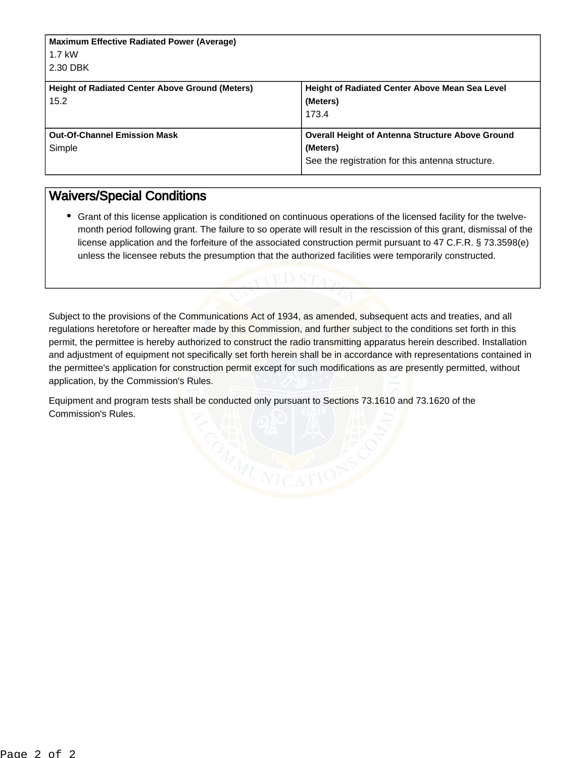| | |
|---|---|
| **Maximum Effective Radiated Power (Average)**<br>1.7 kW<br>2.30 DBK | |
| **Height of Radiated Center Above Ground (Meters)**<br>15.2 | **Height of Radiated Center Above Mean Sea Level (Meters)**<br>173.4 |
| **Out-Of-Channel Emission Mask**<br>Simple | **Overall Height of Antenna Structure Above Ground (Meters)**<br>See the registration for this antenna structure. |

## Waivers/Special Conditions

- Grant of this license application is conditioned on continuous operations of the licensed facility for the twelve-month period following grant. The failure to so operate will result in the rescission of this grant, dismissal of the license application and the forfeiture of the associated construction permit pursuant to 47 C.F.R. § 73.3598(e) unless the licensee rebuts the presumption that the authorized facilities were temporarily constructed.

Subject to the provisions of the Communications Act of 1934, as amended, subsequent acts and treaties, and all regulations heretofore or hereafter made by this Commission, and further subject to the conditions set forth in this permit, the permittee is hereby authorized to construct the radio transmitting apparatus herein described. Installation and adjustment of equipment not specifically set forth herein shall be in accordance with representations contained in the permittee's application for construction permit except for such modifications as are presently permitted, without application, by the Commission's Rules.

Equipment and program tests shall be conducted only pursuant to Sections 73.1610 and 73.1620 of the Commission's Rules.